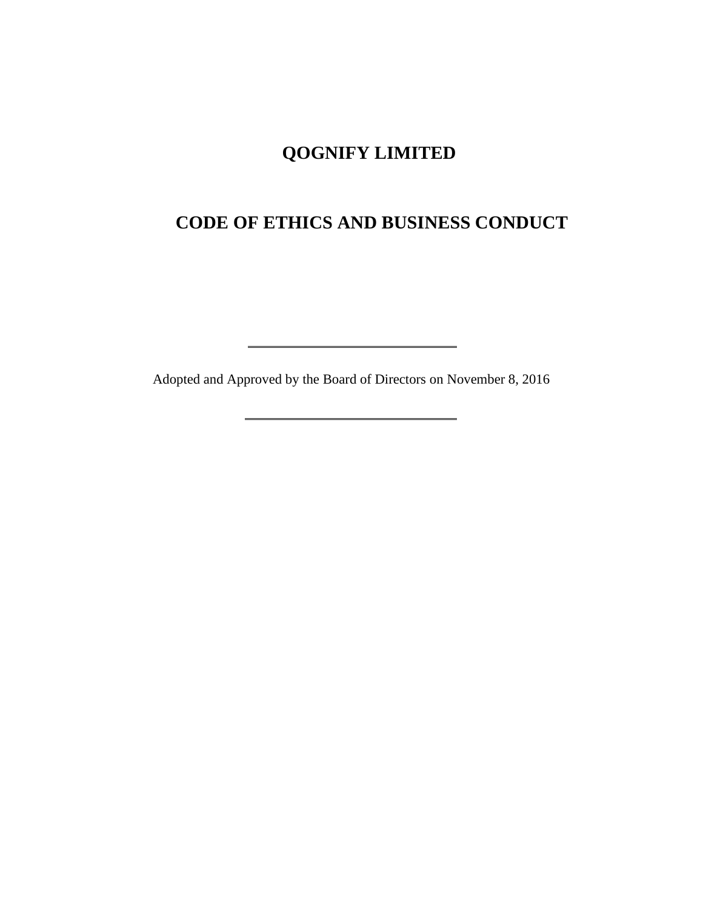# QOGNIFY LIMITED

# CODE OF ETHICS AND BUSINESS CONDUCT

---

Adopted and Approved by the Board of Directors on November 8, 2016

---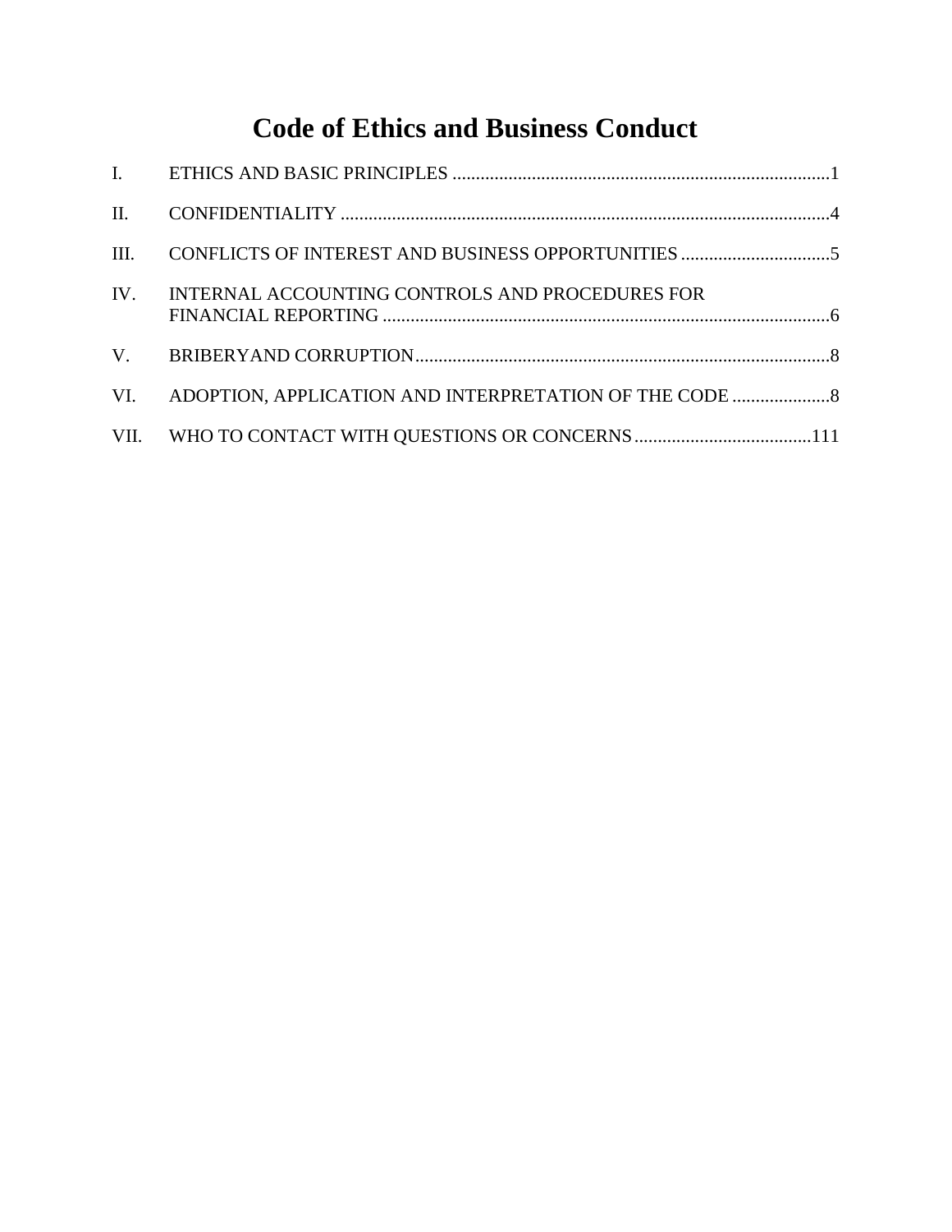# Code of Ethics and Business Conduct

| | | |
|---|---|---|
| I. | ETHICS AND BASIC PRINCIPLES | 1 |
| II. | CONFIDENTIALITY | 4 |
| III. | CONFLICTS OF INTEREST AND BUSINESS OPPORTUNITIES | 5 |
| IV. | INTERNAL ACCOUNTING CONTROLS AND PROCEDURES FOR FINANCIAL REPORTING | 6 |
| V. | BRIBERYAND CORRUPTION | 8 |
| VI. | ADOPTION, APPLICATION AND INTERPRETATION OF THE CODE | 8 |
| VII. | WHO TO CONTACT WITH QUESTIONS OR CONCERNS | 111 |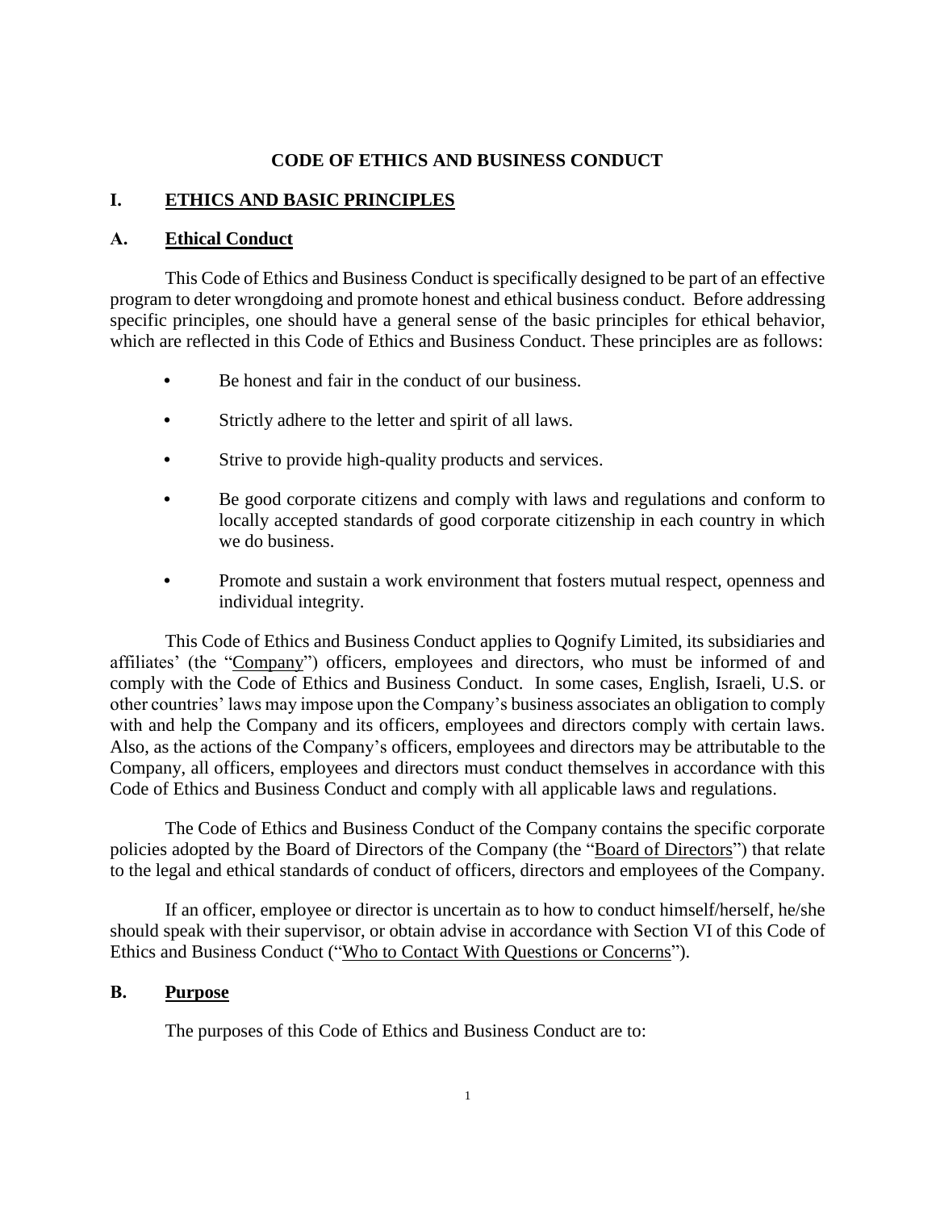# CODE OF ETHICS AND BUSINESS CONDUCT

## I. ETHICS AND BASIC PRINCIPLES

### A. Ethical Conduct

This Code of Ethics and Business Conduct is specifically designed to be part of an effective program to deter wrongdoing and promote honest and ethical business conduct. Before addressing specific principles, one should have a general sense of the basic principles for ethical behavior, which are reflected in this Code of Ethics and Business Conduct. These principles are as follows:

- Be honest and fair in the conduct of our business.
- Strictly adhere to the letter and spirit of all laws.
- Strive to provide high-quality products and services.
- Be good corporate citizens and comply with laws and regulations and conform to locally accepted standards of good corporate citizenship in each country in which we do business.
- Promote and sustain a work environment that fosters mutual respect, openness and individual integrity.

This Code of Ethics and Business Conduct applies to Qognify Limited, its subsidiaries and affiliates' (the "Company") officers, employees and directors, who must be informed of and comply with the Code of Ethics and Business Conduct. In some cases, English, Israeli, U.S. or other countries' laws may impose upon the Company's business associates an obligation to comply with and help the Company and its officers, employees and directors comply with certain laws. Also, as the actions of the Company's officers, employees and directors may be attributable to the Company, all officers, employees and directors must conduct themselves in accordance with this Code of Ethics and Business Conduct and comply with all applicable laws and regulations.

The Code of Ethics and Business Conduct of the Company contains the specific corporate policies adopted by the Board of Directors of the Company (the "Board of Directors") that relate to the legal and ethical standards of conduct of officers, directors and employees of the Company.

If an officer, employee or director is uncertain as to how to conduct himself/herself, he/she should speak with their supervisor, or obtain advise in accordance with Section VI of this Code of Ethics and Business Conduct ("Who to Contact With Questions or Concerns").

### B. Purpose

The purposes of this Code of Ethics and Business Conduct are to: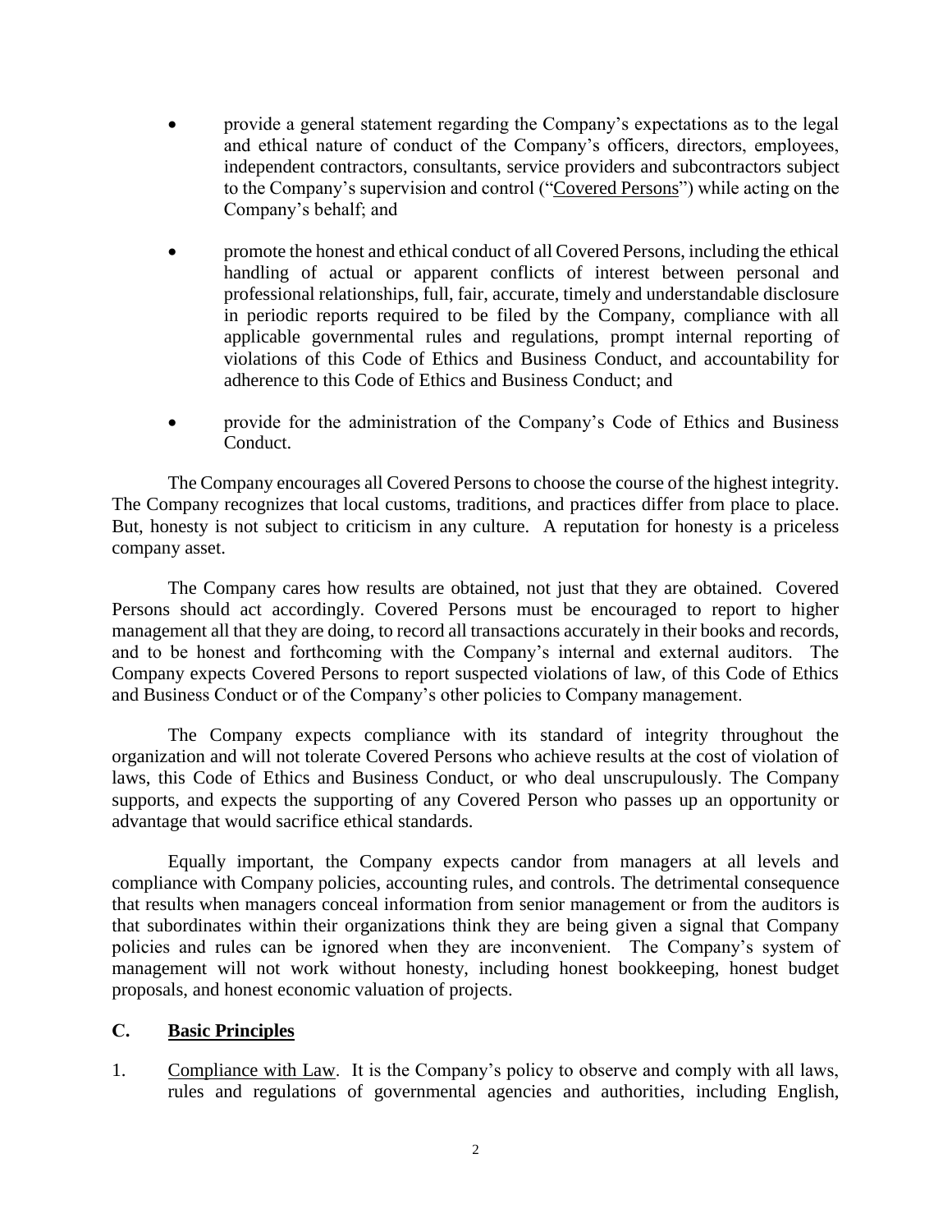- provide a general statement regarding the Company's expectations as to the legal and ethical nature of conduct of the Company's officers, directors, employees, independent contractors, consultants, service providers and subcontractors subject to the Company's supervision and control ("Covered Persons") while acting on the Company's behalf; and

- promote the honest and ethical conduct of all Covered Persons, including the ethical handling of actual or apparent conflicts of interest between personal and professional relationships, full, fair, accurate, timely and understandable disclosure in periodic reports required to be filed by the Company, compliance with all applicable governmental rules and regulations, prompt internal reporting of violations of this Code of Ethics and Business Conduct, and accountability for adherence to this Code of Ethics and Business Conduct; and

- provide for the administration of the Company's Code of Ethics and Business Conduct.

The Company encourages all Covered Persons to choose the course of the highest integrity. The Company recognizes that local customs, traditions, and practices differ from place to place. But, honesty is not subject to criticism in any culture. A reputation for honesty is a priceless company asset.

The Company cares how results are obtained, not just that they are obtained. Covered Persons should act accordingly. Covered Persons must be encouraged to report to higher management all that they are doing, to record all transactions accurately in their books and records, and to be honest and forthcoming with the Company's internal and external auditors. The Company expects Covered Persons to report suspected violations of law, of this Code of Ethics and Business Conduct or of the Company's other policies to Company management.

The Company expects compliance with its standard of integrity throughout the organization and will not tolerate Covered Persons who achieve results at the cost of violation of laws, this Code of Ethics and Business Conduct, or who deal unscrupulously. The Company supports, and expects the supporting of any Covered Person who passes up an opportunity or advantage that would sacrifice ethical standards.

Equally important, the Company expects candor from managers at all levels and compliance with Company policies, accounting rules, and controls. The detrimental consequence that results when managers conceal information from senior management or from the auditors is that subordinates within their organizations think they are being given a signal that Company policies and rules can be ignored when they are inconvenient. The Company's system of management will not work without honesty, including honest bookkeeping, honest budget proposals, and honest economic valuation of projects.

## C. Basic Principles

1. Compliance with Law. It is the Company's policy to observe and comply with all laws, rules and regulations of governmental agencies and authorities, including English,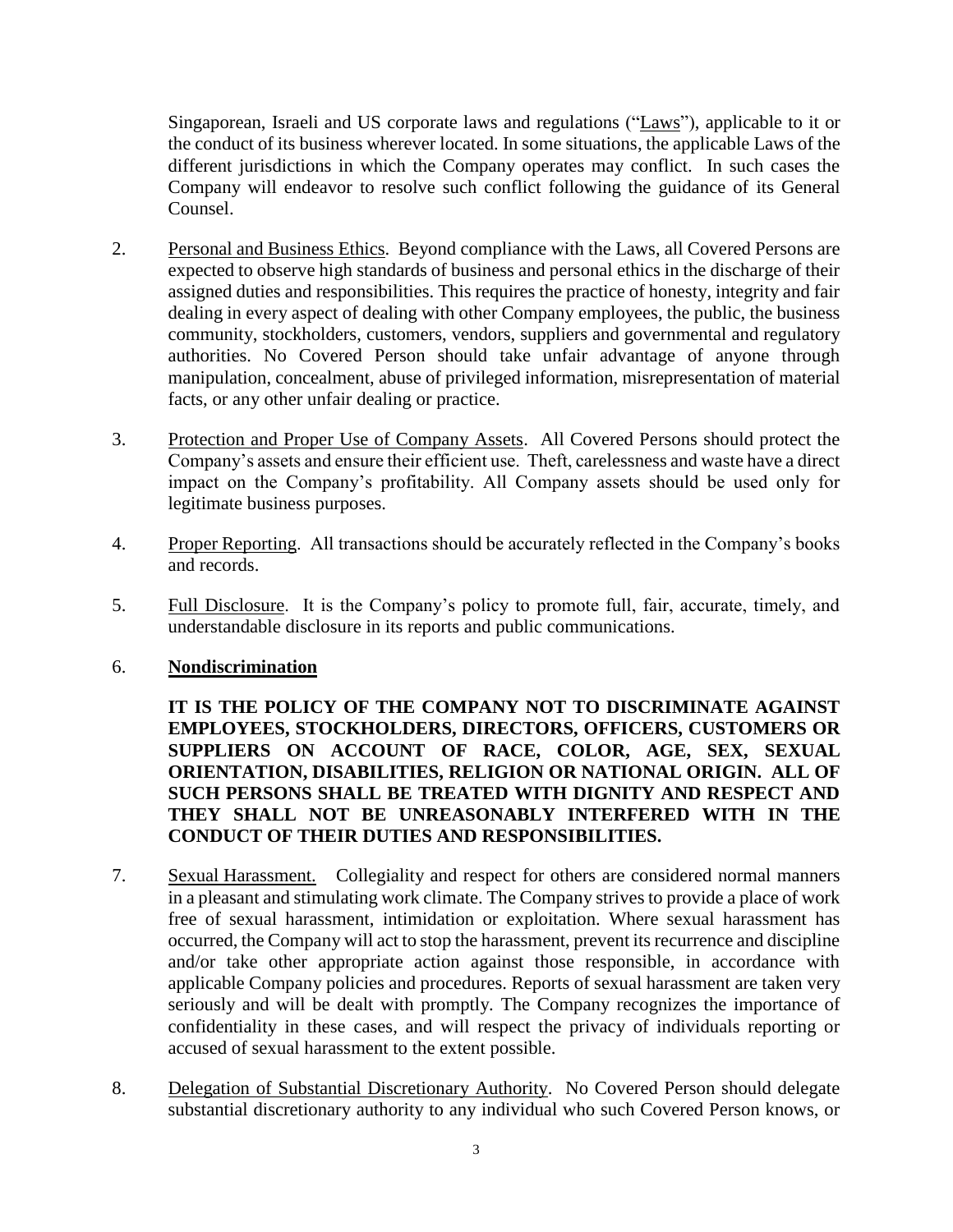Singaporean, Israeli and US corporate laws and regulations ("Laws"), applicable to it or the conduct of its business wherever located. In some situations, the applicable Laws of the different jurisdictions in which the Company operates may conflict. In such cases the Company will endeavor to resolve such conflict following the guidance of its General Counsel.

2. Personal and Business Ethics. Beyond compliance with the Laws, all Covered Persons are expected to observe high standards of business and personal ethics in the discharge of their assigned duties and responsibilities. This requires the practice of honesty, integrity and fair dealing in every aspect of dealing with other Company employees, the public, the business community, stockholders, customers, vendors, suppliers and governmental and regulatory authorities. No Covered Person should take unfair advantage of anyone through manipulation, concealment, abuse of privileged information, misrepresentation of material facts, or any other unfair dealing or practice.

3. Protection and Proper Use of Company Assets. All Covered Persons should protect the Company's assets and ensure their efficient use. Theft, carelessness and waste have a direct impact on the Company's profitability. All Company assets should be used only for legitimate business purposes.

4. Proper Reporting. All transactions should be accurately reflected in the Company's books and records.

5. Full Disclosure. It is the Company's policy to promote full, fair, accurate, timely, and understandable disclosure in its reports and public communications.

6. **Nondiscrimination**

**IT IS THE POLICY OF THE COMPANY NOT TO DISCRIMINATE AGAINST EMPLOYEES, STOCKHOLDERS, DIRECTORS, OFFICERS, CUSTOMERS OR SUPPLIERS ON ACCOUNT OF RACE, COLOR, AGE, SEX, SEXUAL ORIENTATION, DISABILITIES, RELIGION OR NATIONAL ORIGIN. ALL OF SUCH PERSONS SHALL BE TREATED WITH DIGNITY AND RESPECT AND THEY SHALL NOT BE UNREASONABLY INTERFERED WITH IN THE CONDUCT OF THEIR DUTIES AND RESPONSIBILITIES.**

7. Sexual Harassment. Collegiality and respect for others are considered normal manners in a pleasant and stimulating work climate. The Company strives to provide a place of work free of sexual harassment, intimidation or exploitation. Where sexual harassment has occurred, the Company will act to stop the harassment, prevent its recurrence and discipline and/or take other appropriate action against those responsible, in accordance with applicable Company policies and procedures. Reports of sexual harassment are taken very seriously and will be dealt with promptly. The Company recognizes the importance of confidentiality in these cases, and will respect the privacy of individuals reporting or accused of sexual harassment to the extent possible.

8. Delegation of Substantial Discretionary Authority. No Covered Person should delegate substantial discretionary authority to any individual who such Covered Person knows, or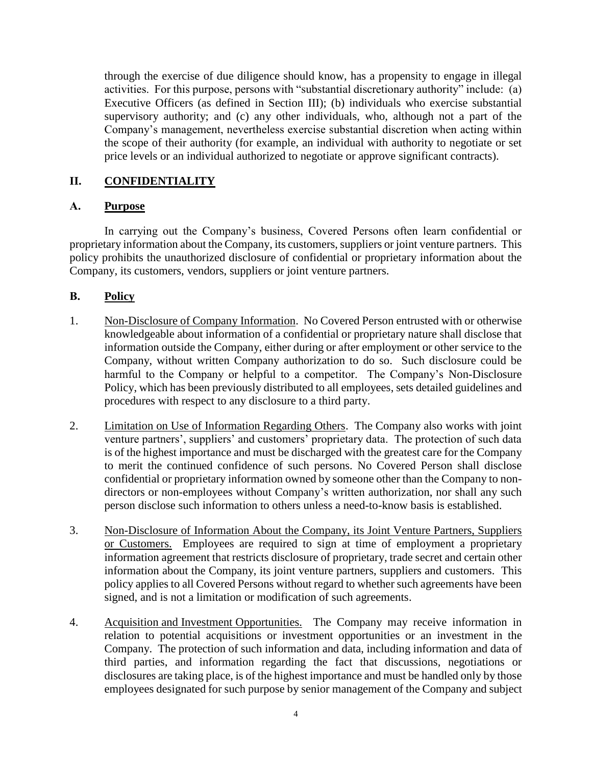through the exercise of due diligence should know, has a propensity to engage in illegal activities. For this purpose, persons with "substantial discretionary authority" include: (a) Executive Officers (as defined in Section III); (b) individuals who exercise substantial supervisory authority; and (c) any other individuals, who, although not a part of the Company's management, nevertheless exercise substantial discretion when acting within the scope of their authority (for example, an individual with authority to negotiate or set price levels or an individual authorized to negotiate or approve significant contracts).

## II. CONFIDENTIALITY

### A. Purpose

In carrying out the Company's business, Covered Persons often learn confidential or proprietary information about the Company, its customers, suppliers or joint venture partners. This policy prohibits the unauthorized disclosure of confidential or proprietary information about the Company, its customers, vendors, suppliers or joint venture partners.

### B. Policy

1. Non-Disclosure of Company Information. No Covered Person entrusted with or otherwise knowledgeable about information of a confidential or proprietary nature shall disclose that information outside the Company, either during or after employment or other service to the Company, without written Company authorization to do so. Such disclosure could be harmful to the Company or helpful to a competitor. The Company's Non-Disclosure Policy, which has been previously distributed to all employees, sets detailed guidelines and procedures with respect to any disclosure to a third party.

2. Limitation on Use of Information Regarding Others. The Company also works with joint venture partners', suppliers' and customers' proprietary data. The protection of such data is of the highest importance and must be discharged with the greatest care for the Company to merit the continued confidence of such persons. No Covered Person shall disclose confidential or proprietary information owned by someone other than the Company to non-directors or non-employees without Company's written authorization, nor shall any such person disclose such information to others unless a need-to-know basis is established.

3. Non-Disclosure of Information About the Company, its Joint Venture Partners, Suppliers or Customers. Employees are required to sign at time of employment a proprietary information agreement that restricts disclosure of proprietary, trade secret and certain other information about the Company, its joint venture partners, suppliers and customers. This policy applies to all Covered Persons without regard to whether such agreements have been signed, and is not a limitation or modification of such agreements.

4. Acquisition and Investment Opportunities. The Company may receive information in relation to potential acquisitions or investment opportunities or an investment in the Company. The protection of such information and data, including information and data of third parties, and information regarding the fact that discussions, negotiations or disclosures are taking place, is of the highest importance and must be handled only by those employees designated for such purpose by senior management of the Company and subject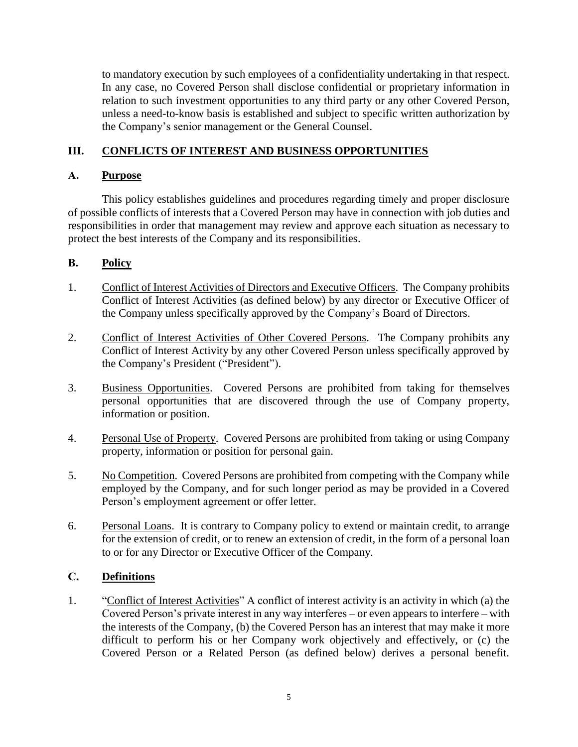to mandatory execution by such employees of a confidentiality undertaking in that respect. In any case, no Covered Person shall disclose confidential or proprietary information in relation to such investment opportunities to any third party or any other Covered Person, unless a need-to-know basis is established and subject to specific written authorization by the Company's senior management or the General Counsel.

## III. CONFLICTS OF INTEREST AND BUSINESS OPPORTUNITIES

### A. Purpose

This policy establishes guidelines and procedures regarding timely and proper disclosure of possible conflicts of interests that a Covered Person may have in connection with job duties and responsibilities in order that management may review and approve each situation as necessary to protect the best interests of the Company and its responsibilities.

### B. Policy

1. Conflict of Interest Activities of Directors and Executive Officers. The Company prohibits Conflict of Interest Activities (as defined below) by any director or Executive Officer of the Company unless specifically approved by the Company's Board of Directors.

2. Conflict of Interest Activities of Other Covered Persons. The Company prohibits any Conflict of Interest Activity by any other Covered Person unless specifically approved by the Company's President ("President").

3. Business Opportunities. Covered Persons are prohibited from taking for themselves personal opportunities that are discovered through the use of Company property, information or position.

4. Personal Use of Property. Covered Persons are prohibited from taking or using Company property, information or position for personal gain.

5. No Competition. Covered Persons are prohibited from competing with the Company while employed by the Company, and for such longer period as may be provided in a Covered Person's employment agreement or offer letter.

6. Personal Loans. It is contrary to Company policy to extend or maintain credit, to arrange for the extension of credit, or to renew an extension of credit, in the form of a personal loan to or for any Director or Executive Officer of the Company.

### C. Definitions

1. "Conflict of Interest Activities" A conflict of interest activity is an activity in which (a) the Covered Person's private interest in any way interferes – or even appears to interfere – with the interests of the Company, (b) the Covered Person has an interest that may make it more difficult to perform his or her Company work objectively and effectively, or (c) the Covered Person or a Related Person (as defined below) derives a personal benefit.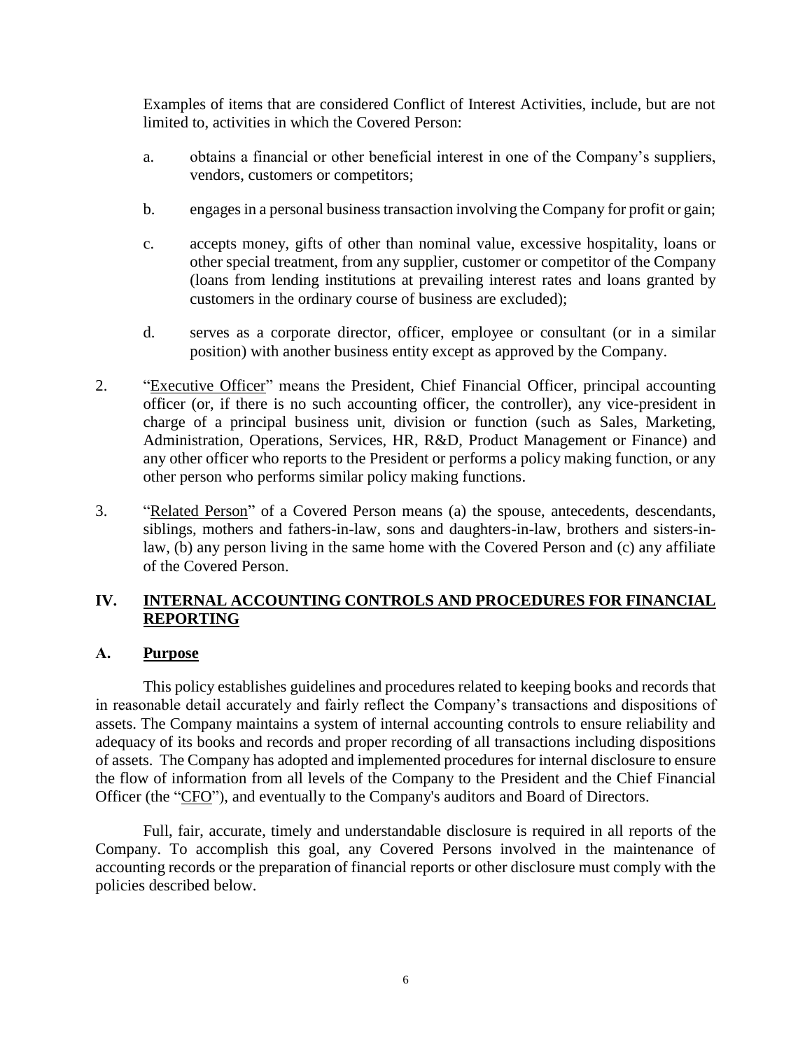Examples of items that are considered Conflict of Interest Activities, include, but are not limited to, activities in which the Covered Person:

a. obtains a financial or other beneficial interest in one of the Company's suppliers, vendors, customers or competitors;

b. engages in a personal business transaction involving the Company for profit or gain;

c. accepts money, gifts of other than nominal value, excessive hospitality, loans or other special treatment, from any supplier, customer or competitor of the Company (loans from lending institutions at prevailing interest rates and loans granted by customers in the ordinary course of business are excluded);

d. serves as a corporate director, officer, employee or consultant (or in a similar position) with another business entity except as approved by the Company.

2. "Executive Officer" means the President, Chief Financial Officer, principal accounting officer (or, if there is no such accounting officer, the controller), any vice-president in charge of a principal business unit, division or function (such as Sales, Marketing, Administration, Operations, Services, HR, R&D, Product Management or Finance) and any other officer who reports to the President or performs a policy making function, or any other person who performs similar policy making functions.

3. "Related Person" of a Covered Person means (a) the spouse, antecedents, descendants, siblings, mothers and fathers-in-law, sons and daughters-in-law, brothers and sisters-in-law, (b) any person living in the same home with the Covered Person and (c) any affiliate of the Covered Person.

## IV. INTERNAL ACCOUNTING CONTROLS AND PROCEDURES FOR FINANCIAL REPORTING

### A. Purpose

This policy establishes guidelines and procedures related to keeping books and records that in reasonable detail accurately and fairly reflect the Company's transactions and dispositions of assets. The Company maintains a system of internal accounting controls to ensure reliability and adequacy of its books and records and proper recording of all transactions including dispositions of assets. The Company has adopted and implemented procedures for internal disclosure to ensure the flow of information from all levels of the Company to the President and the Chief Financial Officer (the "CFO"), and eventually to the Company's auditors and Board of Directors.

Full, fair, accurate, timely and understandable disclosure is required in all reports of the Company. To accomplish this goal, any Covered Persons involved in the maintenance of accounting records or the preparation of financial reports or other disclosure must comply with the policies described below.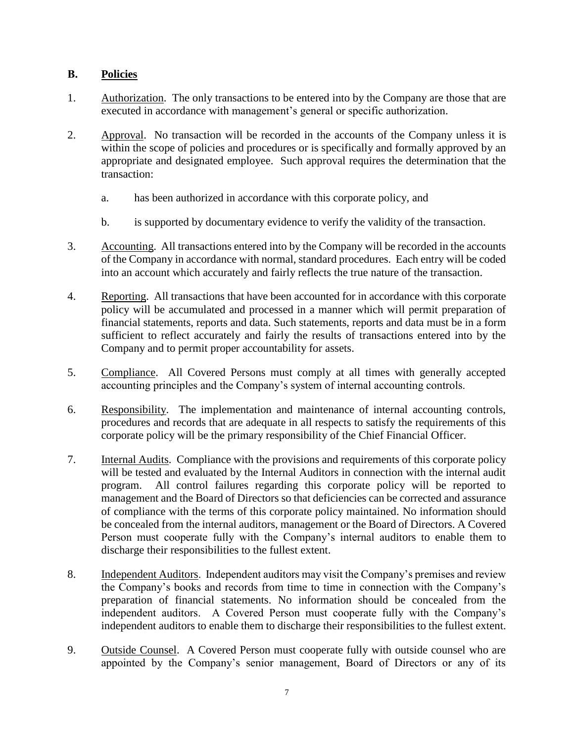### B. **Policies**

1. Authorization. The only transactions to be entered into by the Company are those that are executed in accordance with management's general or specific authorization.

2. Approval. No transaction will be recorded in the accounts of the Company unless it is within the scope of policies and procedures or is specifically and formally approved by an appropriate and designated employee. Such approval requires the determination that the transaction:

   a. has been authorized in accordance with this corporate policy, and

   b. is supported by documentary evidence to verify the validity of the transaction.

3. Accounting. All transactions entered into by the Company will be recorded in the accounts of the Company in accordance with normal, standard procedures. Each entry will be coded into an account which accurately and fairly reflects the true nature of the transaction.

4. Reporting. All transactions that have been accounted for in accordance with this corporate policy will be accumulated and processed in a manner which will permit preparation of financial statements, reports and data. Such statements, reports and data must be in a form sufficient to reflect accurately and fairly the results of transactions entered into by the Company and to permit proper accountability for assets.

5. Compliance. All Covered Persons must comply at all times with generally accepted accounting principles and the Company's system of internal accounting controls.

6. Responsibility. The implementation and maintenance of internal accounting controls, procedures and records that are adequate in all respects to satisfy the requirements of this corporate policy will be the primary responsibility of the Chief Financial Officer.

7. Internal Audits. Compliance with the provisions and requirements of this corporate policy will be tested and evaluated by the Internal Auditors in connection with the internal audit program. All control failures regarding this corporate policy will be reported to management and the Board of Directors so that deficiencies can be corrected and assurance of compliance with the terms of this corporate policy maintained. No information should be concealed from the internal auditors, management or the Board of Directors. A Covered Person must cooperate fully with the Company's internal auditors to enable them to discharge their responsibilities to the fullest extent.

8. Independent Auditors. Independent auditors may visit the Company's premises and review the Company's books and records from time to time in connection with the Company's preparation of financial statements. No information should be concealed from the independent auditors. A Covered Person must cooperate fully with the Company's independent auditors to enable them to discharge their responsibilities to the fullest extent.

9. Outside Counsel. A Covered Person must cooperate fully with outside counsel who are appointed by the Company's senior management, Board of Directors or any of its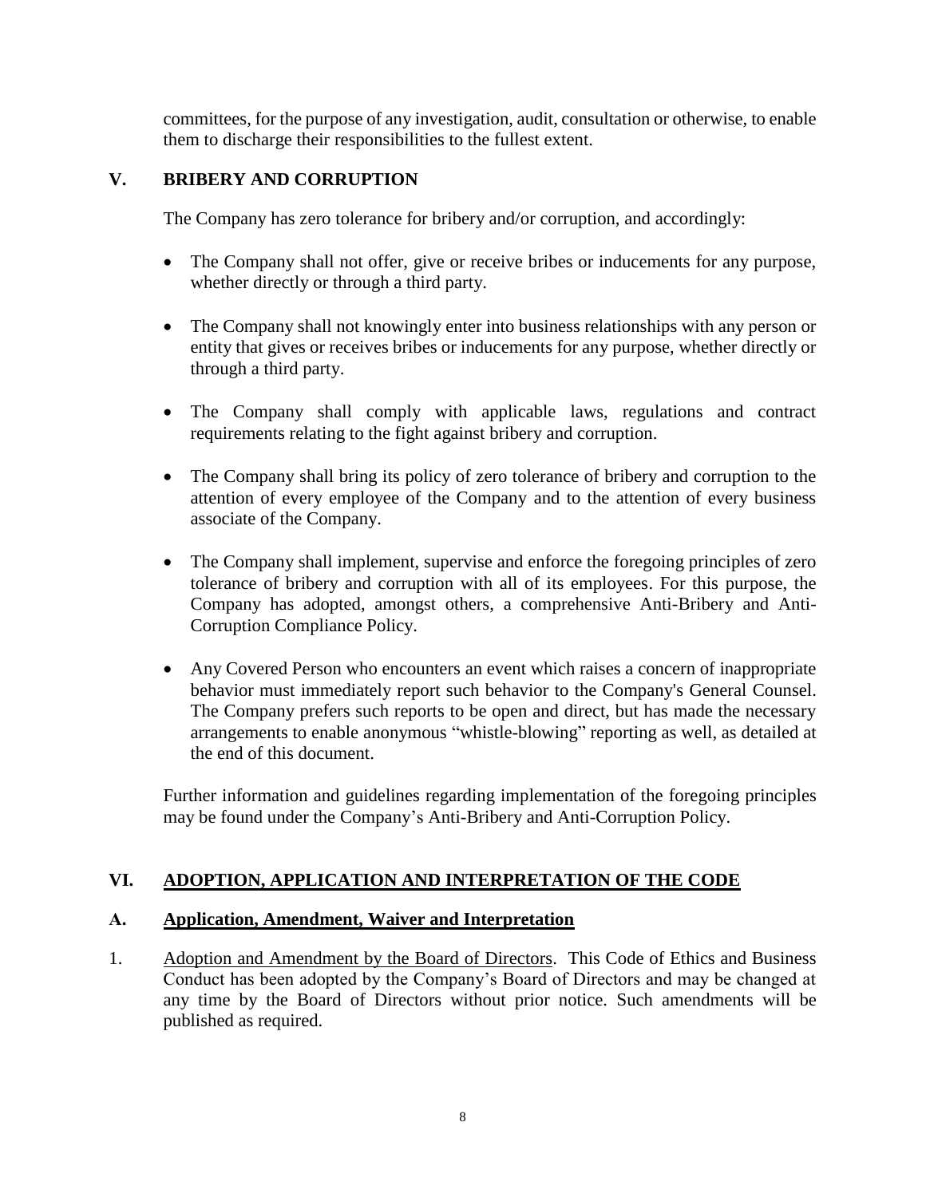committees, for the purpose of any investigation, audit, consultation or otherwise, to enable them to discharge their responsibilities to the fullest extent.

## V. BRIBERY AND CORRUPTION

The Company has zero tolerance for bribery and/or corruption, and accordingly:

- The Company shall not offer, give or receive bribes or inducements for any purpose, whether directly or through a third party.
- The Company shall not knowingly enter into business relationships with any person or entity that gives or receives bribes or inducements for any purpose, whether directly or through a third party.
- The Company shall comply with applicable laws, regulations and contract requirements relating to the fight against bribery and corruption.
- The Company shall bring its policy of zero tolerance of bribery and corruption to the attention of every employee of the Company and to the attention of every business associate of the Company.
- The Company shall implement, supervise and enforce the foregoing principles of zero tolerance of bribery and corruption with all of its employees. For this purpose, the Company has adopted, amongst others, a comprehensive Anti-Bribery and Anti-Corruption Compliance Policy.
- Any Covered Person who encounters an event which raises a concern of inappropriate behavior must immediately report such behavior to the Company's General Counsel. The Company prefers such reports to be open and direct, but has made the necessary arrangements to enable anonymous "whistle-blowing" reporting as well, as detailed at the end of this document.

Further information and guidelines regarding implementation of the foregoing principles may be found under the Company's Anti-Bribery and Anti-Corruption Policy.

## VI. ADOPTION, APPLICATION AND INTERPRETATION OF THE CODE

### A. Application, Amendment, Waiver and Interpretation

1. Adoption and Amendment by the Board of Directors. This Code of Ethics and Business Conduct has been adopted by the Company's Board of Directors and may be changed at any time by the Board of Directors without prior notice. Such amendments will be published as required.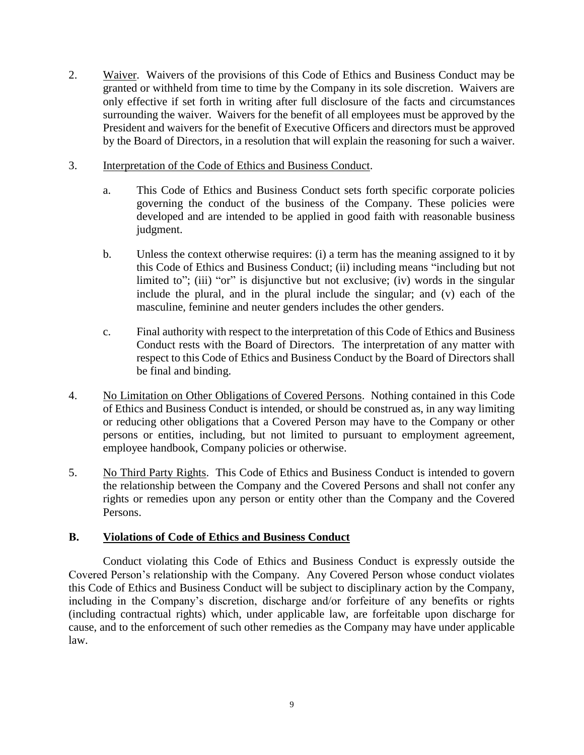2. <u>Waiver</u>. Waivers of the provisions of this Code of Ethics and Business Conduct may be granted or withheld from time to time by the Company in its sole discretion. Waivers are only effective if set forth in writing after full disclosure of the facts and circumstances surrounding the waiver. Waivers for the benefit of all employees must be approved by the President and waivers for the benefit of Executive Officers and directors must be approved by the Board of Directors, in a resolution that will explain the reasoning for such a waiver.

3. <u>Interpretation of the Code of Ethics and Business Conduct</u>.

   a. This Code of Ethics and Business Conduct sets forth specific corporate policies governing the conduct of the business of the Company. These policies were developed and are intended to be applied in good faith with reasonable business judgment.

   b. Unless the context otherwise requires: (i) a term has the meaning assigned to it by this Code of Ethics and Business Conduct; (ii) including means "including but not limited to"; (iii) "or" is disjunctive but not exclusive; (iv) words in the singular include the plural, and in the plural include the singular; and (v) each of the masculine, feminine and neuter genders includes the other genders.

   c. Final authority with respect to the interpretation of this Code of Ethics and Business Conduct rests with the Board of Directors. The interpretation of any matter with respect to this Code of Ethics and Business Conduct by the Board of Directors shall be final and binding.

4. <u>No Limitation on Other Obligations of Covered Persons</u>. Nothing contained in this Code of Ethics and Business Conduct is intended, or should be construed as, in any way limiting or reducing other obligations that a Covered Person may have to the Company or other persons or entities, including, but not limited to pursuant to employment agreement, employee handbook, Company policies or otherwise.

5. <u>No Third Party Rights</u>. This Code of Ethics and Business Conduct is intended to govern the relationship between the Company and the Covered Persons and shall not confer any rights or remedies upon any person or entity other than the Company and the Covered Persons.

## B. Violations of Code of Ethics and Business Conduct

Conduct violating this Code of Ethics and Business Conduct is expressly outside the Covered Person's relationship with the Company. Any Covered Person whose conduct violates this Code of Ethics and Business Conduct will be subject to disciplinary action by the Company, including in the Company's discretion, discharge and/or forfeiture of any benefits or rights (including contractual rights) which, under applicable law, are forfeitable upon discharge for cause, and to the enforcement of such other remedies as the Company may have under applicable law.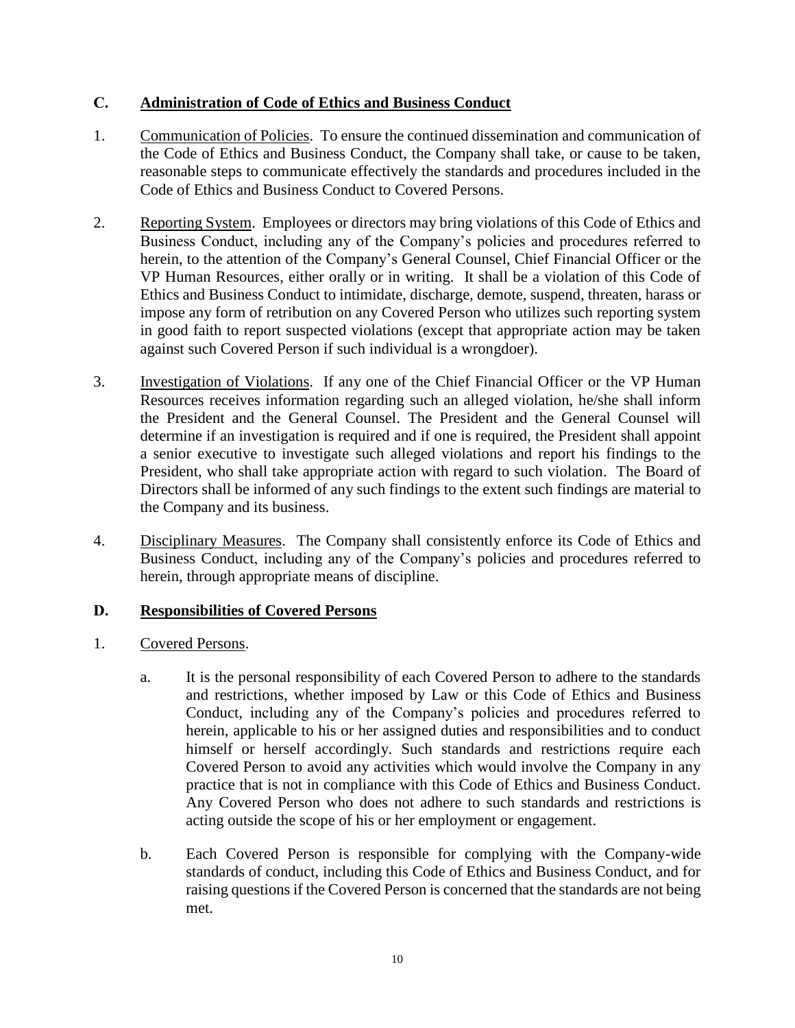## C. Administration of Code of Ethics and Business Conduct

1. Communication of Policies. To ensure the continued dissemination and communication of the Code of Ethics and Business Conduct, the Company shall take, or cause to be taken, reasonable steps to communicate effectively the standards and procedures included in the Code of Ethics and Business Conduct to Covered Persons.

2. Reporting System. Employees or directors may bring violations of this Code of Ethics and Business Conduct, including any of the Company's policies and procedures referred to herein, to the attention of the Company's General Counsel, Chief Financial Officer or the VP Human Resources, either orally or in writing. It shall be a violation of this Code of Ethics and Business Conduct to intimidate, discharge, demote, suspend, threaten, harass or impose any form of retribution on any Covered Person who utilizes such reporting system in good faith to report suspected violations (except that appropriate action may be taken against such Covered Person if such individual is a wrongdoer).

3. Investigation of Violations. If any one of the Chief Financial Officer or the VP Human Resources receives information regarding such an alleged violation, he/she shall inform the President and the General Counsel. The President and the General Counsel will determine if an investigation is required and if one is required, the President shall appoint a senior executive to investigate such alleged violations and report his findings to the President, who shall take appropriate action with regard to such violation. The Board of Directors shall be informed of any such findings to the extent such findings are material to the Company and its business.

4. Disciplinary Measures. The Company shall consistently enforce its Code of Ethics and Business Conduct, including any of the Company's policies and procedures referred to herein, through appropriate means of discipline.

## D. Responsibilities of Covered Persons

1. Covered Persons.

   a. It is the personal responsibility of each Covered Person to adhere to the standards and restrictions, whether imposed by Law or this Code of Ethics and Business Conduct, including any of the Company's policies and procedures referred to herein, applicable to his or her assigned duties and responsibilities and to conduct himself or herself accordingly. Such standards and restrictions require each Covered Person to avoid any activities which would involve the Company in any practice that is not in compliance with this Code of Ethics and Business Conduct. Any Covered Person who does not adhere to such standards and restrictions is acting outside the scope of his or her employment or engagement.

   b. Each Covered Person is responsible for complying with the Company-wide standards of conduct, including this Code of Ethics and Business Conduct, and for raising questions if the Covered Person is concerned that the standards are not being met.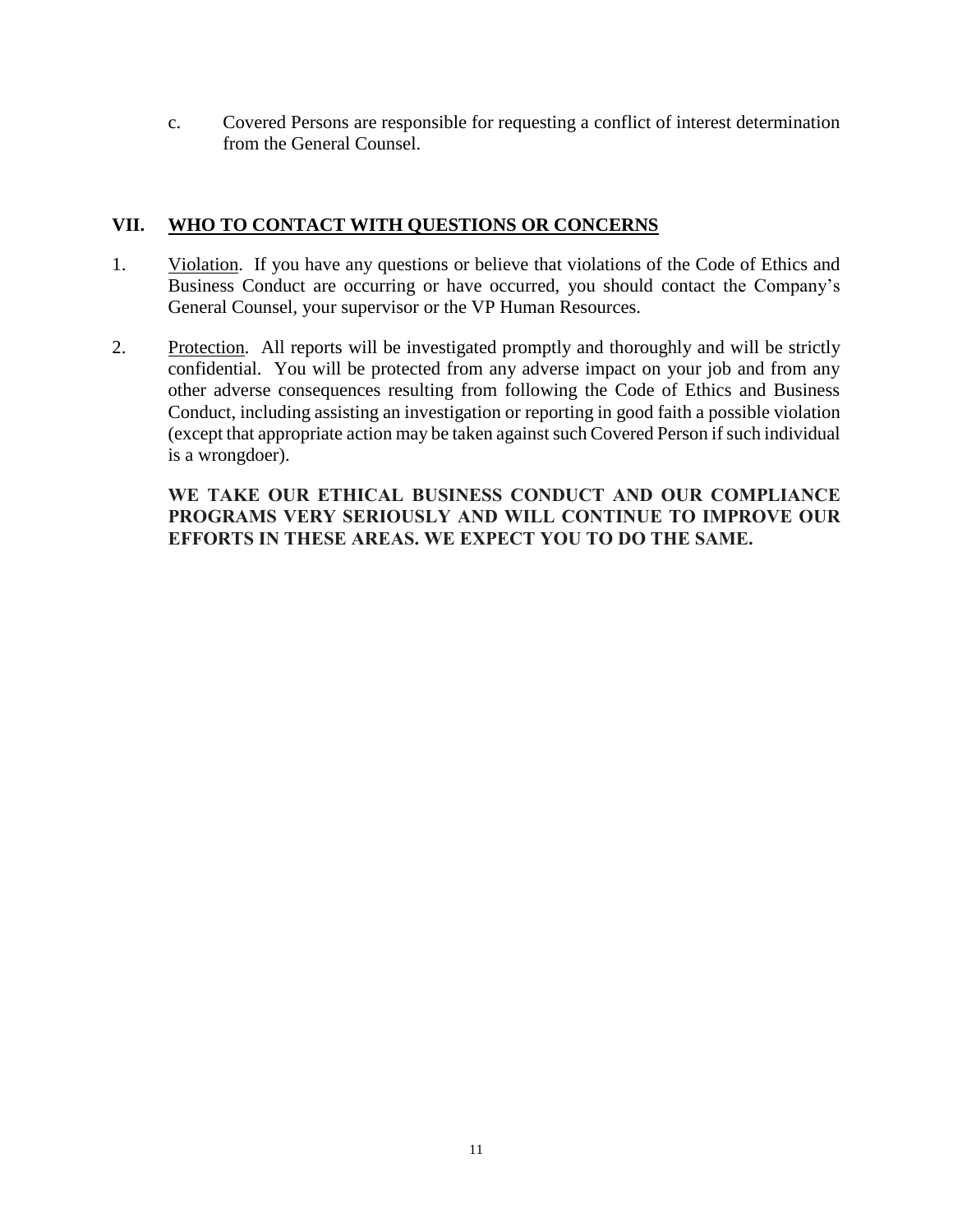c. Covered Persons are responsible for requesting a conflict of interest determination from the General Counsel.

## VII. WHO TO CONTACT WITH QUESTIONS OR CONCERNS

1. Violation. If you have any questions or believe that violations of the Code of Ethics and Business Conduct are occurring or have occurred, you should contact the Company's General Counsel, your supervisor or the VP Human Resources.

2. Protection. All reports will be investigated promptly and thoroughly and will be strictly confidential. You will be protected from any adverse impact on your job and from any other adverse consequences resulting from following the Code of Ethics and Business Conduct, including assisting an investigation or reporting in good faith a possible violation (except that appropriate action may be taken against such Covered Person if such individual is a wrongdoer).

**WE TAKE OUR ETHICAL BUSINESS CONDUCT AND OUR COMPLIANCE PROGRAMS VERY SERIOUSLY AND WILL CONTINUE TO IMPROVE OUR EFFORTS IN THESE AREAS. WE EXPECT YOU TO DO THE SAME.**